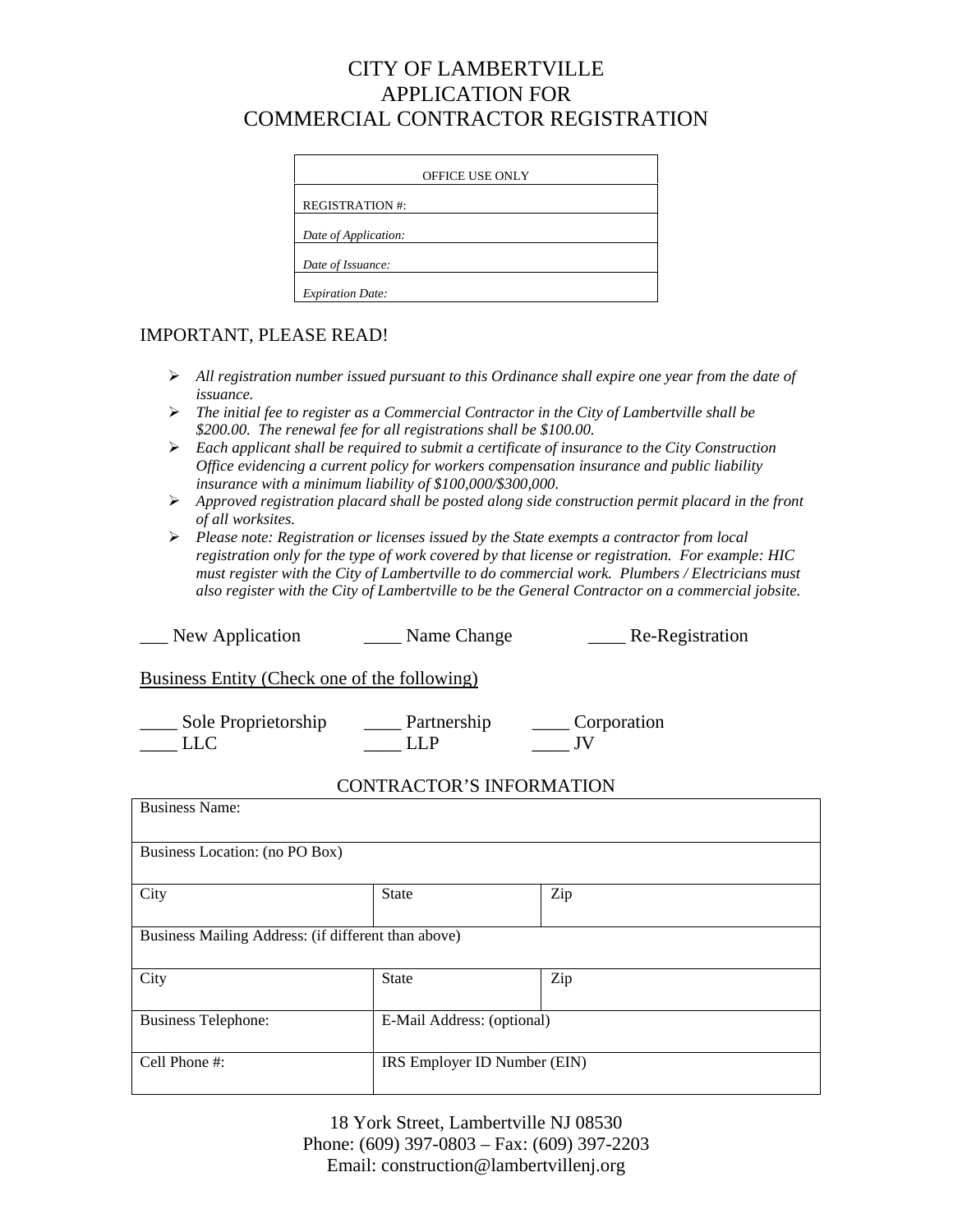# CITY OF LAMBERTVILLE
# APPLICATION FOR
# COMMERCIAL CONTRACTOR REGISTRATION

| OFFICE USE ONLY |
|---|
| REGISTRATION #: |
| *Date of Application:* |
| *Date of Issuance:* |
| *Expiration Date:* |

## IMPORTANT, PLEASE READ!

- *All registration number issued pursuant to this Ordinance shall expire one year from the date of issuance.*
- *The initial fee to register as a Commercial Contractor in the City of Lambertville shall be $200.00. The renewal fee for all registrations shall be $100.00.*
- *Each applicant shall be required to submit a certificate of insurance to the City Construction Office evidencing a current policy for workers compensation insurance and public liability insurance with a minimum liability of $100,000/$300,000.*
- *Approved registration placard shall be posted along side construction permit placard in the front of all worksites.*
- *Please note: Registration or licenses issued by the State exempts a contractor from local registration only for the type of work covered by that license or registration. For example: HIC must register with the City of Lambertville to do commercial work. Plumbers / Electricians must also register with the City of Lambertville to be the General Contractor on a commercial jobsite.*

___ New Application ____ Name Change ____ Re-Registration

Business Entity (Check one of the following)

____ Sole Proprietorship ____ Partnership ____ Corporation
____ LLC ____ LLP ____ JV

## CONTRACTOR'S INFORMATION

| Business Name: | | |
|---|---|---|
| Business Location: (no PO Box) | | |
| City | State | Zip |
| Business Mailing Address: (if different than above) | | |
| City | State | Zip |
| Business Telephone: | E-Mail Address: (optional) | |
| Cell Phone #: | IRS Employer ID Number (EIN) | |

18 York Street, Lambertville NJ 08530
Phone: (609) 397-0803 – Fax: (609) 397-2203
Email: construction@lambertvillenj.org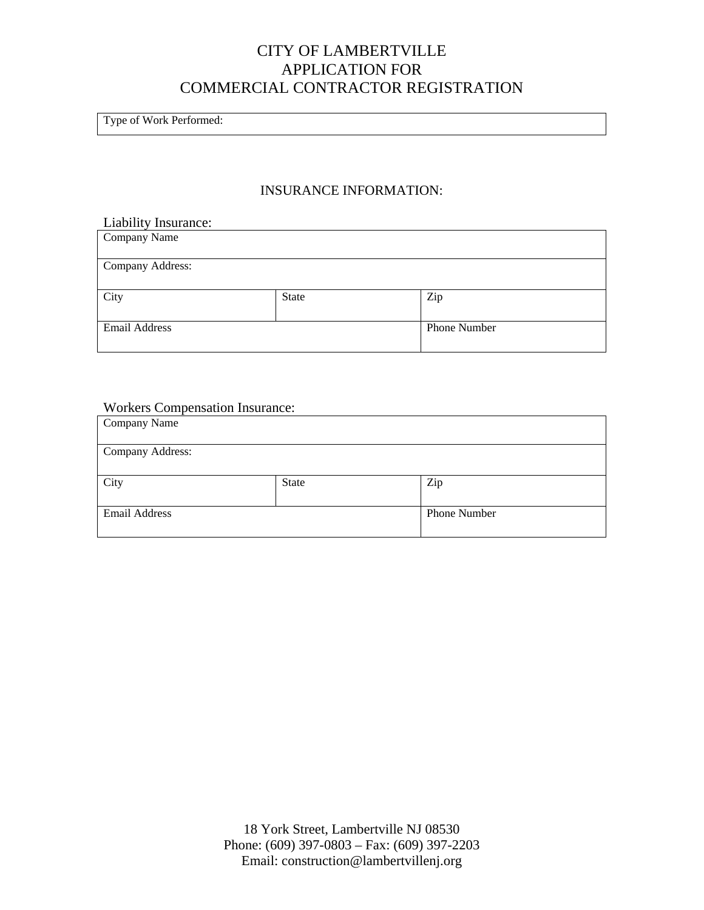# CITY OF LAMBERTVILLE
## APPLICATION FOR
## COMMERCIAL CONTRACTOR REGISTRATION

| |
|---|
| Type of Work Performed: |

### INSURANCE INFORMATION:

Liability Insurance:

| | | |
|---|---|---|
| Company Name | | |
| Company Address: | | |
| City | State | Zip |
| Email Address | | Phone Number |

Workers Compensation Insurance:

| | | |
|---|---|---|
| Company Name | | |
| Company Address: | | |
| City | State | Zip |
| Email Address | | Phone Number |

18 York Street, Lambertville NJ 08530
Phone: (609) 397-0803 – Fax: (609) 397-2203
Email: construction@lambertvillenj.org